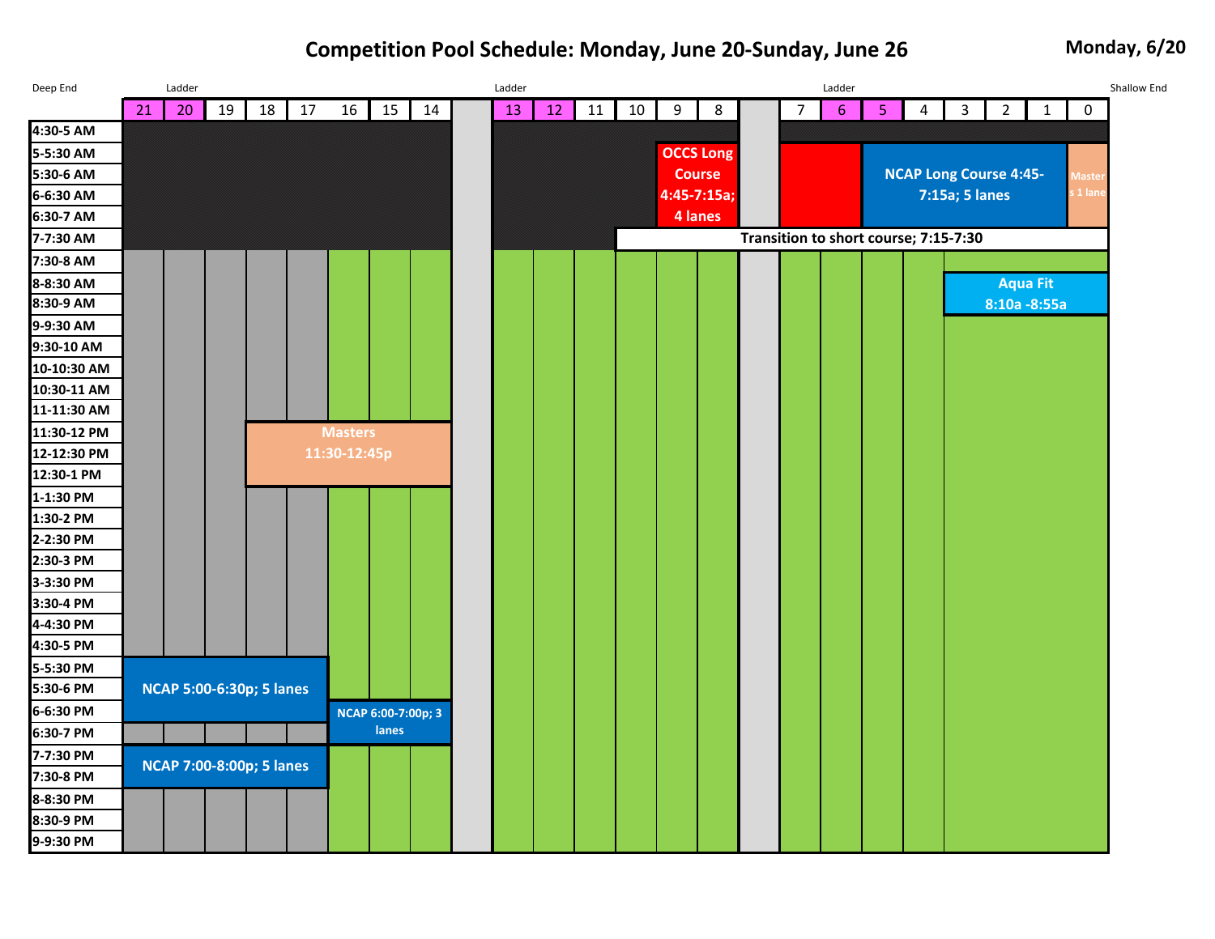# Competition Pool Schedule: Monday, June 20-Sunday, June 26

**Monday, 6/20**

Deep End | Ladder | Ladder | Ladder | Shallow End

| Time | 21 | 20 | 19 | 18 | 17 | 16 | 15 | 14 | | 13 | 12 | 11 | 10 | 9 | 8 | | 7 | 6 | 5 | 4 | 3 | 2 | 1 | 0 |
|---|---|---|---|---|---|---|---|---|---|---|---|---|---|---|---|---|---|---|---|---|---|---|---|---|
| 4:30-5 AM | | | | | | | | | | | | | | | | | | | | | | | | |
| 5-5:30 AM | | | | | | | | | | | | | | OCCS Long Course 4:45-7:15a; 4 lanes | | | | | NCAP Long Course 4:45-7:15a; 5 lanes | | | | | Masters 1 lane |
| 5:30-6 AM | | | | | | | | | | | | | | | | | | | | | | | | |
| 6-6:30 AM | | | | | | | | | | | | | | | | | | | | | | | | |
| 6:30-7 AM | | | | | | | | | | | | | | | | | | | | | | | | |
| 7-7:30 AM | | | | | | | | | | | | | Transition to short course; 7:15-7:30 | | | | | | | | | | | |
| 7:30-8 AM | | | | | | | | | | | | | | | | | | | | | | | | |
| 8-8:30 AM | | | | | | | | | | | | | | | | | | | | | Aqua Fit 8:10a -8:55a | | | |
| 8:30-9 AM | | | | | | | | | | | | | | | | | | | | | | | | |
| 9-9:30 AM | | | | | | | | | | | | | | | | | | | | | | | | |
| 9:30-10 AM | | | | | | | | | | | | | | | | | | | | | | | | |
| 10-10:30 AM | | | | | | | | | | | | | | | | | | | | | | | | |
| 10:30-11 AM | | | | | | | | | | | | | | | | | | | | | | | | |
| 11-11:30 AM | | | | | | | | | | | | | | | | | | | | | | | | |
| 11:30-12 PM | | | | Masters 11:30-12:45p | | | | | | | | | | | | | | | | | | | | |
| 12-12:30 PM | | | | | | | | | | | | | | | | | | | | | | | | |
| 12:30-1 PM | | | | | | | | | | | | | | | | | | | | | | | | |
| 1-1:30 PM | | | | | | | | | | | | | | | | | | | | | | | | |
| 1:30-2 PM | | | | | | | | | | | | | | | | | | | | | | | | |
| 2-2:30 PM | | | | | | | | | | | | | | | | | | | | | | | | |
| 2:30-3 PM | | | | | | | | | | | | | | | | | | | | | | | | |
| 3-3:30 PM | | | | | | | | | | | | | | | | | | | | | | | | |
| 3:30-4 PM | | | | | | | | | | | | | | | | | | | | | | | | |
| 4-4:30 PM | | | | | | | | | | | | | | | | | | | | | | | | |
| 4:30-5 PM | | | | | | | | | | | | | | | | | | | | | | | | |
| 5-5:30 PM | NCAP 5:00-6:30p; 5 lanes | | | | | | | | | | | | | | | | | | | | | | | |
| 5:30-6 PM | | | | | | | | | | | | | | | | | | | | | | | | |
| 6-6:30 PM | | | | | | NCAP 6:00-7:00p; 3 lanes | | | | | | | | | | | | | | | | | | |
| 6:30-7 PM | | | | | | | | | | | | | | | | | | | | | | | | |
| 7-7:30 PM | NCAP 7:00-8:00p; 5 lanes | | | | | | | | | | | | | | | | | | | | | | | |
| 7:30-8 PM | | | | | | | | | | | | | | | | | | | | | | | | |
| 8-8:30 PM | | | | | | | | | | | | | | | | | | | | | | | | |
| 8:30-9 PM | | | | | | | | | | | | | | | | | | | | | | | | |
| 9-9:30 PM | | | | | | | | | | | | | | | | | | | | | | | | |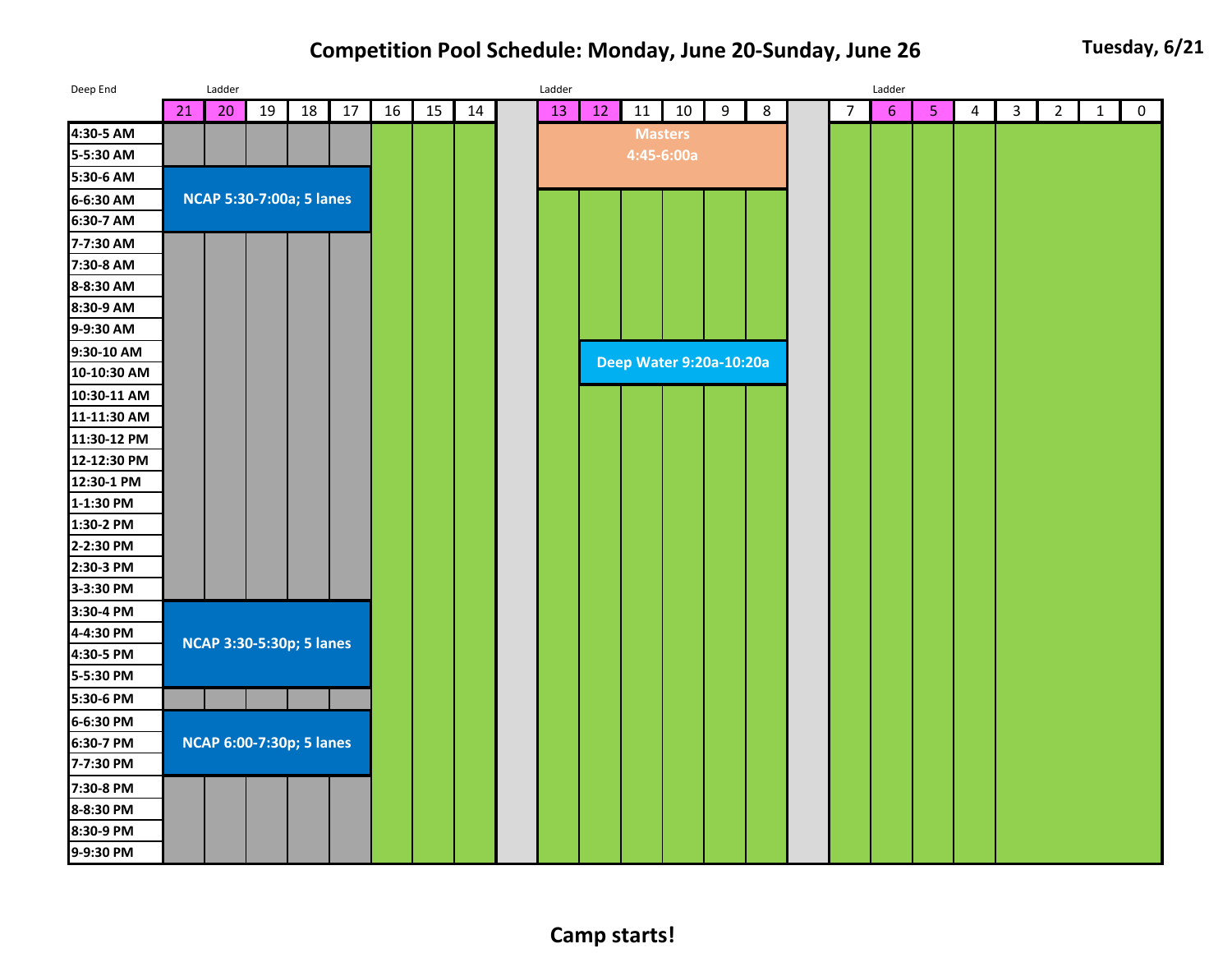# Competition Pool Schedule: Monday, June 20-Sunday, June 26

**Tuesday, 6/21**

Deep End — Ladder (lanes 21, 20) — Ladder (lanes 13, 12) — Ladder (lanes 6, 5)

| | 21 | 20 | 19 | 18 | 17 | 16 | 15 | 14 | | 13 | 12 | 11 | 10 | 9 | 8 | | 7 | 6 | 5 | 4 | 3 | 2 | 1 | 0 |
|---|---|---|---|---|---|---|---|---|---|---|---|---|---|---|---|---|---|---|---|---|---|---|---|---|
| 4:30-5 AM | | | | | | | | | | Masters 4:45-6:00a | | | | | | | | | | | | | | |
| 5-5:30 AM | | | | | | | | | | | | | | | | | | | | | | | | |
| 5:30-6 AM | NCAP 5:30-7:00a; 5 lanes | | | | | | | | | | | | | | | | | | | | | | | |
| 6-6:30 AM | | | | | | | | | | | | | | | | | | | | | | | | |
| 6:30-7 AM | | | | | | | | | | | | | | | | | | | | | | | | |
| 7-7:30 AM | | | | | | | | | | | | | | | | | | | | | | | | |
| 7:30-8 AM | | | | | | | | | | | | | | | | | | | | | | | | |
| 8-8:30 AM | | | | | | | | | | | | | | | | | | | | | | | | |
| 8:30-9 AM | | | | | | | | | | | | | | | | | | | | | | | | |
| 9-9:30 AM | | | | | | | | | | | Deep Water 9:20a-10:20a | | | | | | | | | | | | | |
| 9:30-10 AM | | | | | | | | | | | | | | | | | | | | | | | | |
| 10-10:30 AM | | | | | | | | | | | | | | | | | | | | | | | | |
| 10:30-11 AM | | | | | | | | | | | | | | | | | | | | | | | | |
| 11-11:30 AM | | | | | | | | | | | | | | | | | | | | | | | | |
| 11:30-12 PM | | | | | | | | | | | | | | | | | | | | | | | | |
| 12-12:30 PM | | | | | | | | | | | | | | | | | | | | | | | | |
| 12:30-1 PM | | | | | | | | | | | | | | | | | | | | | | | | |
| 1-1:30 PM | | | | | | | | | | | | | | | | | | | | | | | | |
| 1:30-2 PM | | | | | | | | | | | | | | | | | | | | | | | | |
| 2-2:30 PM | | | | | | | | | | | | | | | | | | | | | | | | |
| 2:30-3 PM | | | | | | | | | | | | | | | | | | | | | | | | |
| 3-3:30 PM | | | | | | | | | | | | | | | | | | | | | | | | |
| 3:30-4 PM | NCAP 3:30-5:30p; 5 lanes | | | | | | | | | | | | | | | | | | | | | | | |
| 4-4:30 PM | | | | | | | | | | | | | | | | | | | | | | | | |
| 4:30-5 PM | | | | | | | | | | | | | | | | | | | | | | | | |
| 5-5:30 PM | | | | | | | | | | | | | | | | | | | | | | | | |
| 5:30-6 PM | | | | | | | | | | | | | | | | | | | | | | | | |
| 6-6:30 PM | NCAP 6:00-7:30p; 5 lanes | | | | | | | | | | | | | | | | | | | | | | | |
| 6:30-7 PM | | | | | | | | | | | | | | | | | | | | | | | | |
| 7-7:30 PM | | | | | | | | | | | | | | | | | | | | | | | | |
| 7:30-8 PM | | | | | | | | | | | | | | | | | | | | | | | | |
| 8-8:30 PM | | | | | | | | | | | | | | | | | | | | | | | | |
| 8:30-9 PM | | | | | | | | | | | | | | | | | | | | | | | | |
| 9-9:30 PM | | | | | | | | | | | | | | | | | | | | | | | | |

**Camp starts!**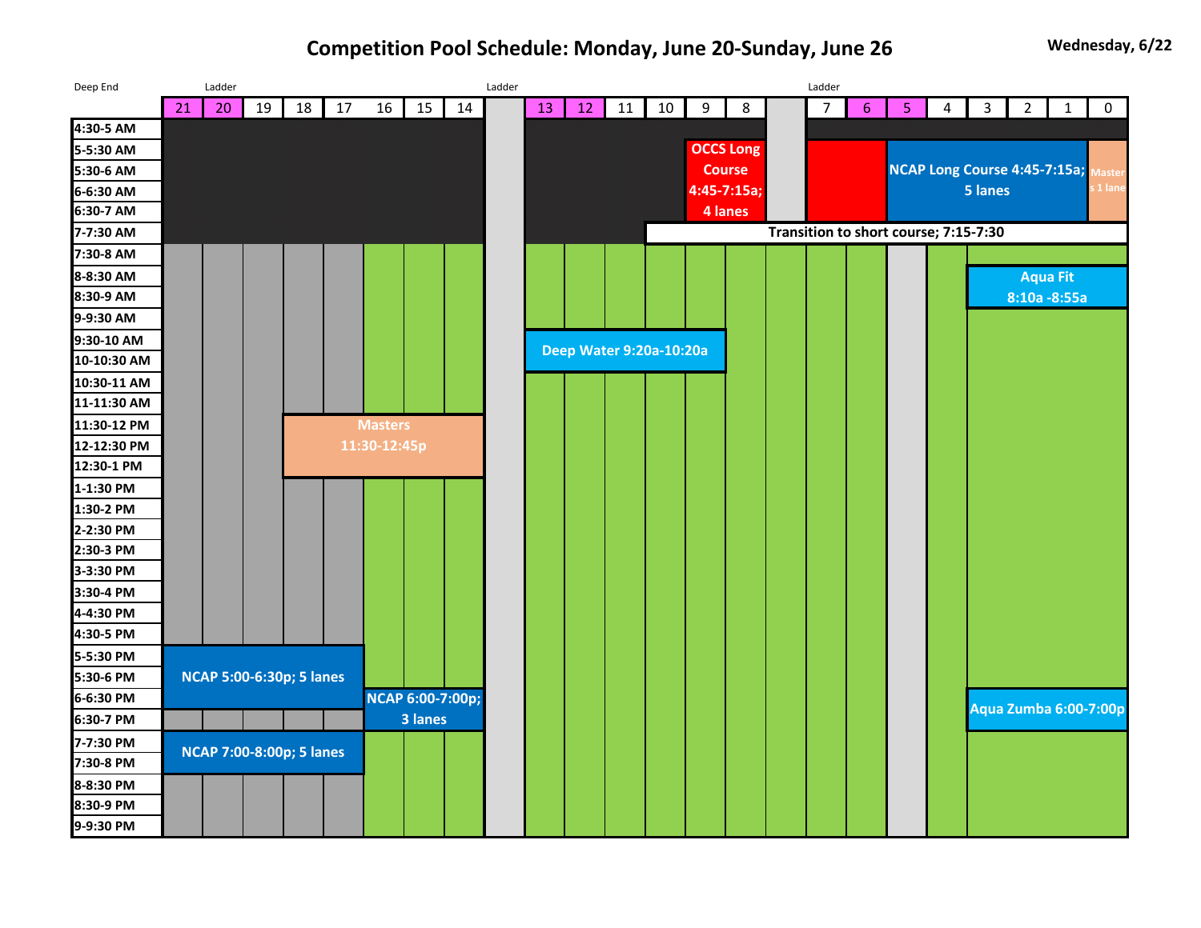# Competition Pool Schedule: Monday, June 20-Sunday, June 26

**Wednesday, 6/22**

Deep End — Ladder (between lanes 21–14), Ladder (between 13–8), Ladder (between 7–0)

Lanes: 21, 20, 19, 18, 17, 16, 15, 14 | 13, 12, 11, 10, 9, 8 | 7, 6, 5, 4, 3, 2, 1, 0

Time slots: 4:30-5 AM, 5-5:30 AM, 5:30-6 AM, 6-6:30 AM, 6:30-7 AM, 7-7:30 AM, 7:30-8 AM, 8-8:30 AM, 8:30-9 AM, 9-9:30 AM, 9:30-10 AM, 10-10:30 AM, 10:30-11 AM, 11-11:30 AM, 11:30-12 PM, 12-12:30 PM, 12:30-1 PM, 1-1:30 PM, 1:30-2 PM, 2-2:30 PM, 2:30-3 PM, 3-3:30 PM, 3:30-4 PM, 4-4:30 PM, 4:30-5 PM, 5-5:30 PM, 5:30-6 PM, 6-6:30 PM, 6:30-7 PM, 7-7:30 PM, 7:30-8 PM, 8-8:30 PM, 8:30-9 PM, 9-9:30 PM

Scheduled activities:

- OCCS Long Course 4:45-7:15a; 4 lanes
- NCAP Long Course 4:45-7:15a; 5 lanes
- Masters 1 lane
- Transition to short course; 7:15-7:30
- Aqua Fit 8:10a -8:55a
- Deep Water 9:20a-10:20a
- Masters 11:30-12:45p
- NCAP 5:00-6:30p; 5 lanes
- NCAP 6:00-7:00p; 3 lanes
- Aqua Zumba 6:00-7:00p
- NCAP 7:00-8:00p; 5 lanes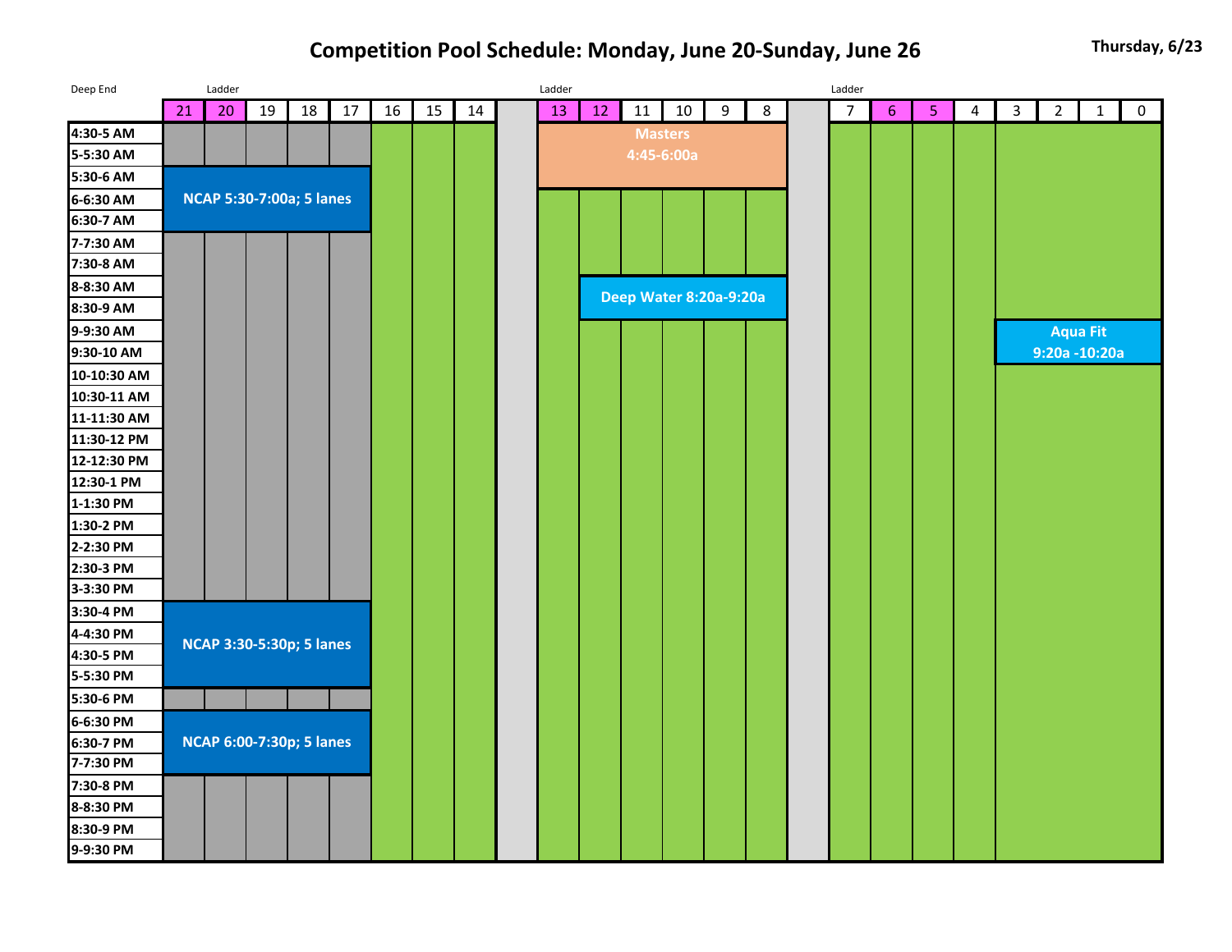# Competition Pool Schedule: Monday, June 20-Sunday, June 26

**Thursday, 6/23**

Deep End

Ladder | Ladder | Ladder

| | 21 | 20 | 19 | 18 | 17 | 16 | 15 | 14 | | 13 | 12 | 11 | 10 | 9 | 8 | | 7 | 6 | 5 | 4 | 3 | 2 | 1 | 0 |
|---|---|---|---|---|---|---|---|---|---|---|---|---|---|---|---|---|---|---|---|---|---|---|---|---|
| **4:30-5 AM** | | | | | | | | | | Masters 4:45-6:00a | | | | | | | | | | | | | | |
| **5-5:30 AM** | | | | | | | | | | | | | | | | | | | | | | | | |
| **5:30-6 AM** | NCAP 5:30-7:00a; 5 lanes | | | | | | | | | | | | | | | | | | | | | | | |
| **6-6:30 AM** | | | | | | | | | | | | | | | | | | | | | | | | |
| **6:30-7 AM** | | | | | | | | | | | | | | | | | | | | | | | | |
| **7-7:30 AM** | | | | | | | | | | | | | | | | | | | | | | | | |
| **7:30-8 AM** | | | | | | | | | | | | | | | | | | | | | | | | |
| **8-8:30 AM** | | | | | | | | | | | Deep Water 8:20a-9:20a | | | | | | | | | | | | | |
| **8:30-9 AM** | | | | | | | | | | | | | | | | | | | | | | | | |
| **9-9:30 AM** | | | | | | | | | | | | | | | | | | | | | Aqua Fit 9:20a -10:20a | | | |
| **9:30-10 AM** | | | | | | | | | | | | | | | | | | | | | | | | |
| **10-10:30 AM** | | | | | | | | | | | | | | | | | | | | | | | | |
| **10:30-11 AM** | | | | | | | | | | | | | | | | | | | | | | | | |
| **11-11:30 AM** | | | | | | | | | | | | | | | | | | | | | | | | |
| **11:30-12 PM** | | | | | | | | | | | | | | | | | | | | | | | | |
| **12-12:30 PM** | | | | | | | | | | | | | | | | | | | | | | | | |
| **12:30-1 PM** | | | | | | | | | | | | | | | | | | | | | | | | |
| **1-1:30 PM** | | | | | | | | | | | | | | | | | | | | | | | | |
| **1:30-2 PM** | | | | | | | | | | | | | | | | | | | | | | | | |
| **2-2:30 PM** | | | | | | | | | | | | | | | | | | | | | | | | |
| **2:30-3 PM** | | | | | | | | | | | | | | | | | | | | | | | | |
| **3-3:30 PM** | | | | | | | | | | | | | | | | | | | | | | | | |
| **3:30-4 PM** | NCAP 3:30-5:30p; 5 lanes | | | | | | | | | | | | | | | | | | | | | | | |
| **4-4:30 PM** | | | | | | | | | | | | | | | | | | | | | | | | |
| **4:30-5 PM** | | | | | | | | | | | | | | | | | | | | | | | | |
| **5-5:30 PM** | | | | | | | | | | | | | | | | | | | | | | | | |
| **5:30-6 PM** | | | | | | | | | | | | | | | | | | | | | | | | |
| **6-6:30 PM** | NCAP 6:00-7:30p; 5 lanes | | | | | | | | | | | | | | | | | | | | | | | |
| **6:30-7 PM** | | | | | | | | | | | | | | | | | | | | | | | | |
| **7-7:30 PM** | | | | | | | | | | | | | | | | | | | | | | | | |
| **7:30-8 PM** | | | | | | | | | | | | | | | | | | | | | | | | |
| **8-8:30 PM** | | | | | | | | | | | | | | | | | | | | | | | | |
| **8:30-9 PM** | | | | | | | | | | | | | | | | | | | | | | | | |
| **9-9:30 PM** | | | | | | | | | | | | | | | | | | | | | | | | |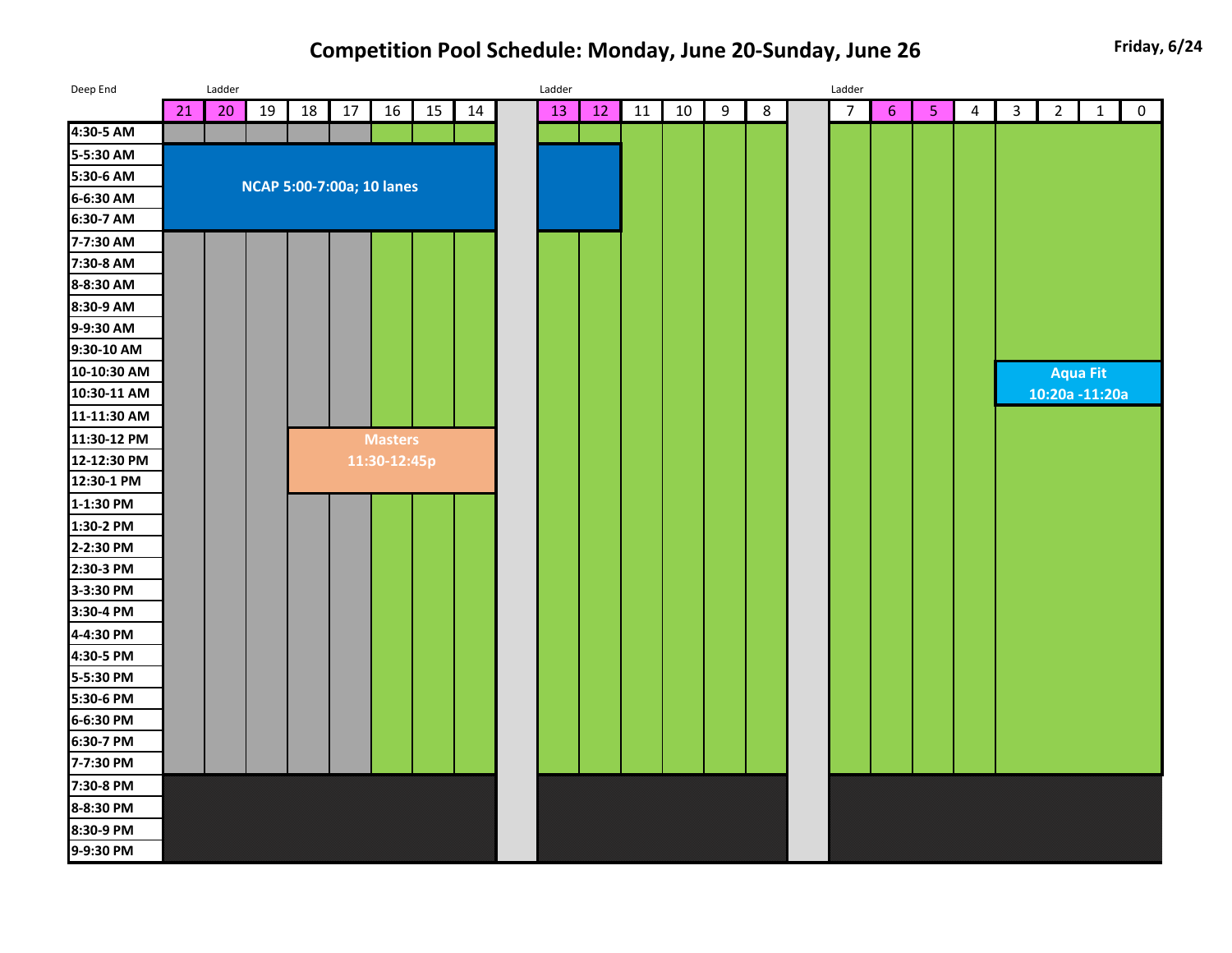# Competition Pool Schedule: Monday, June 20-Sunday, June 26

**Friday, 6/24**

Deep End

Ladder (lanes 21, 20) | Ladder (lanes 13, 12) | Ladder (lanes 6, 5)

| | 21 | 20 | 19 | 18 | 17 | 16 | 15 | 14 | | 13 | 12 | 11 | 10 | 9 | 8 | | 7 | 6 | 5 | 4 | 3 | 2 | 1 | 0 |
|---|---|---|---|---|---|---|---|---|---|---|---|---|---|---|---|---|---|---|---|---|---|---|---|---|
| **4:30-5 AM** | | | | | | | | | | | | | | | | | | | | | | | | |
| **5-5:30 AM** | NCAP 5:00-7:00a; 10 lanes | | | | | | | | | | | | | | | | | | | | | | | |
| **5:30-6 AM** | | | | | | | | | | | | | | | | | | | | | | | | |
| **6-6:30 AM** | | | | | | | | | | | | | | | | | | | | | | | | |
| **6:30-7 AM** | | | | | | | | | | | | | | | | | | | | | | | | |
| **7-7:30 AM** | | | | | | | | | | | | | | | | | | | | | | | | |
| **7:30-8 AM** | | | | | | | | | | | | | | | | | | | | | | | | |
| **8-8:30 AM** | | | | | | | | | | | | | | | | | | | | | | | | |
| **8:30-9 AM** | | | | | | | | | | | | | | | | | | | | | | | | |
| **9-9:30 AM** | | | | | | | | | | | | | | | | | | | | | | | | |
| **9:30-10 AM** | | | | | | | | | | | | | | | | | | | | | | | | |
| **10-10:30 AM** | | | | | | | | | | | | | | | | | | | | | Aqua Fit 10:20a -11:20a | | | |
| **10:30-11 AM** | | | | | | | | | | | | | | | | | | | | | | | | |
| **11-11:30 AM** | | | | | | | | | | | | | | | | | | | | | | | | |
| **11:30-12 PM** | | | | Masters 11:30-12:45p | | | | | | | | | | | | | | | | | | | | |
| **12-12:30 PM** | | | | | | | | | | | | | | | | | | | | | | | | |
| **12:30-1 PM** | | | | | | | | | | | | | | | | | | | | | | | | |
| **1-1:30 PM** | | | | | | | | | | | | | | | | | | | | | | | | |
| **1:30-2 PM** | | | | | | | | | | | | | | | | | | | | | | | | |
| **2-2:30 PM** | | | | | | | | | | | | | | | | | | | | | | | | |
| **2:30-3 PM** | | | | | | | | | | | | | | | | | | | | | | | | |
| **3-3:30 PM** | | | | | | | | | | | | | | | | | | | | | | | | |
| **3:30-4 PM** | | | | | | | | | | | | | | | | | | | | | | | | |
| **4-4:30 PM** | | | | | | | | | | | | | | | | | | | | | | | | |
| **4:30-5 PM** | | | | | | | | | | | | | | | | | | | | | | | | |
| **5-5:30 PM** | | | | | | | | | | | | | | | | | | | | | | | | |
| **5:30-6 PM** | | | | | | | | | | | | | | | | | | | | | | | | |
| **6-6:30 PM** | | | | | | | | | | | | | | | | | | | | | | | | |
| **6:30-7 PM** | | | | | | | | | | | | | | | | | | | | | | | | |
| **7-7:30 PM** | | | | | | | | | | | | | | | | | | | | | | | | |
| **7:30-8 PM** | | | | | | | | | | | | | | | | | | | | | | | | |
| **8-8:30 PM** | | | | | | | | | | | | | | | | | | | | | | | | |
| **8:30-9 PM** | | | | | | | | | | | | | | | | | | | | | | | | |
| **9-9:30 PM** | | | | | | | | | | | | | | | | | | | | | | | | |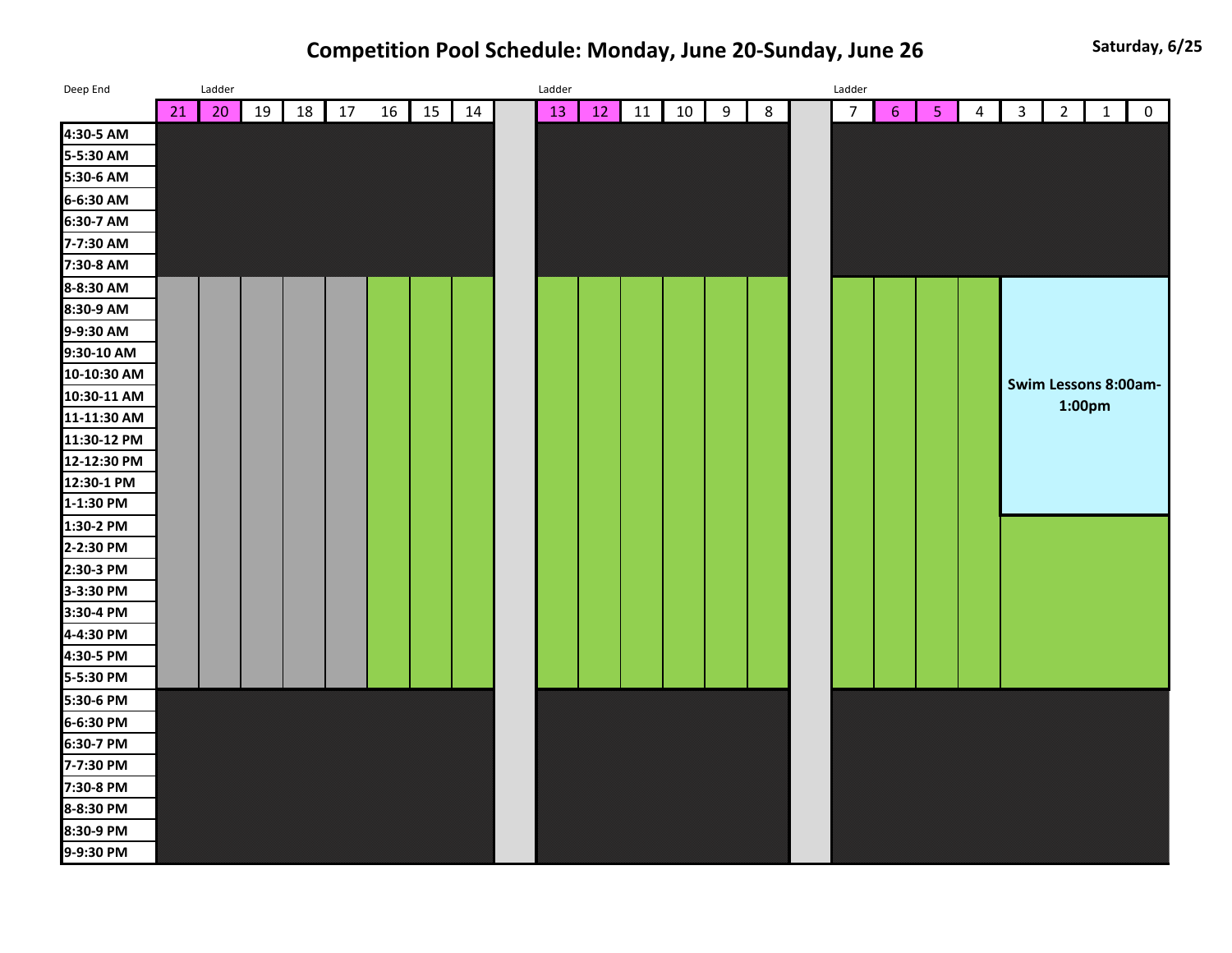# Competition Pool Schedule: Monday, June 20-Sunday, June 26

**Saturday, 6/25**

| Deep End | Ladder | | | | | | | | Ladder | | | | | | | Ladder | | | | | | | |
|---|---|---|---|---|---|---|---|---|---|---|---|---|---|---|---|---|---|---|---|---|---|---|---|
| | 21 | 20 | 19 | 18 | 17 | 16 | 15 | 14 | | 13 | 12 | 11 | 10 | 9 | 8 | | 7 | 6 | 5 | 4 | 3 | 2 | 1 | 0 |
| 4:30-5 AM | | | | | | | | | | | | | | | | | | | | | | | | |
| 5-5:30 AM | | | | | | | | | | | | | | | | | | | | | | | | |
| 5:30-6 AM | | | | | | | | | | | | | | | | | | | | | | | | |
| 6-6:30 AM | | | | | | | | | | | | | | | | | | | | | | | | |
| 6:30-7 AM | | | | | | | | | | | | | | | | | | | | | | | | |
| 7-7:30 AM | | | | | | | | | | | | | | | | | | | | | | | | |
| 7:30-8 AM | | | | | | | | | | | | | | | | | | | | | | | | |
| 8-8:30 AM | | | | | | | | | | | | | | | | | | | | | Swim Lessons 8:00am-1:00pm | | | |
| 8:30-9 AM | | | | | | | | | | | | | | | | | | | | | | | | |
| 9-9:30 AM | | | | | | | | | | | | | | | | | | | | | | | | |
| 9:30-10 AM | | | | | | | | | | | | | | | | | | | | | | | | |
| 10-10:30 AM | | | | | | | | | | | | | | | | | | | | | | | | |
| 10:30-11 AM | | | | | | | | | | | | | | | | | | | | | | | | |
| 11-11:30 AM | | | | | | | | | | | | | | | | | | | | | | | | |
| 11:30-12 PM | | | | | | | | | | | | | | | | | | | | | | | | |
| 12-12:30 PM | | | | | | | | | | | | | | | | | | | | | | | | |
| 12:30-1 PM | | | | | | | | | | | | | | | | | | | | | | | | |
| 1-1:30 PM | | | | | | | | | | | | | | | | | | | | | | | | |
| 1:30-2 PM | | | | | | | | | | | | | | | | | | | | | | | | |
| 2-2:30 PM | | | | | | | | | | | | | | | | | | | | | | | | |
| 2:30-3 PM | | | | | | | | | | | | | | | | | | | | | | | | |
| 3-3:30 PM | | | | | | | | | | | | | | | | | | | | | | | | |
| 3:30-4 PM | | | | | | | | | | | | | | | | | | | | | | | | |
| 4-4:30 PM | | | | | | | | | | | | | | | | | | | | | | | | |
| 4:30-5 PM | | | | | | | | | | | | | | | | | | | | | | | | |
| 5-5:30 PM | | | | | | | | | | | | | | | | | | | | | | | | |
| 5:30-6 PM | | | | | | | | | | | | | | | | | | | | | | | | |
| 6-6:30 PM | | | | | | | | | | | | | | | | | | | | | | | | |
| 6:30-7 PM | | | | | | | | | | | | | | | | | | | | | | | | |
| 7-7:30 PM | | | | | | | | | | | | | | | | | | | | | | | | |
| 7:30-8 PM | | | | | | | | | | | | | | | | | | | | | | | | |
| 8-8:30 PM | | | | | | | | | | | | | | | | | | | | | | | | |
| 8:30-9 PM | | | | | | | | | | | | | | | | | | | | | | | | |
| 9-9:30 PM | | | | | | | | | | | | | | | | | | | | | | | | |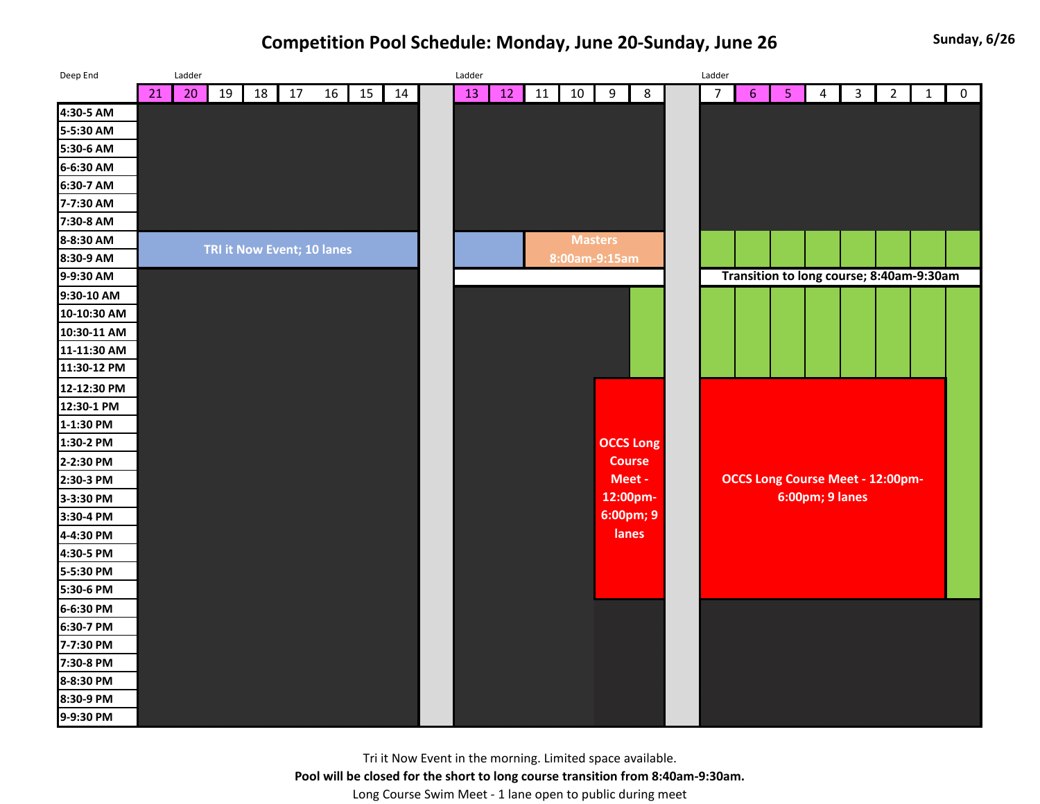# Competition Pool Schedule: Monday, June 20-Sunday, June 26

**Sunday, 6/26**

| Deep End | 21 (Ladder) | 20 | 19 | 18 | 17 | 16 | 15 | 14 | | 13 (Ladder) | 12 | 11 | 10 | 9 | 8 | | 7 (Ladder) | 6 | 5 | 4 | 3 | 2 | 1 | 0 |
|---|---|---|---|---|---|---|---|---|---|---|---|---|---|---|---|---|---|---|---|---|---|---|---|---|
| 4:30-5 AM | | | | | | | | | | | | | | | | | | | | | | | | |
| 5-5:30 AM | | | | | | | | | | | | | | | | | | | | | | | | |
| 5:30-6 AM | | | | | | | | | | | | | | | | | | | | | | | | |
| 6-6:30 AM | | | | | | | | | | | | | | | | | | | | | | | | |
| 6:30-7 AM | | | | | | | | | | | | | | | | | | | | | | | | |
| 7-7:30 AM | | | | | | | | | | | | | | | | | | | | | | | | |
| 7:30-8 AM | | | | | | | | | | | | | | | | | | | | | | | | |
| 8-8:30 AM | TRI it Now Event; 10 lanes | | | | | | | | | | | Masters 8:00am-9:15am | | | | | | | | | | | | |
| 8:30-9 AM | | | | | | | | | | | | | | | | | | | | | | | | |
| 9-9:30 AM | | | | | | | | | | | | | | | | | Transition to long course; 8:40am-9:30am | | | | | | | |
| 9:30-10 AM | | | | | | | | | | | | | | | | | | | | | | | | |
| 10-10:30 AM | | | | | | | | | | | | | | | | | | | | | | | | |
| 10:30-11 AM | | | | | | | | | | | | | | | | | | | | | | | | |
| 11-11:30 AM | | | | | | | | | | | | | | | | | | | | | | | | |
| 11:30-12 PM | | | | | | | | | | | | | | | | | | | | | | | | |
| 12-12:30 PM | | | | | | | | | | | | | | OCCS Long Course Meet - 12:00pm-6:00pm; 9 lanes | | | OCCS Long Course Meet - 12:00pm-6:00pm; 9 lanes | | | | | | | |
| 12:30-1 PM | | | | | | | | | | | | | | | | | | | | | | | | |
| 1-1:30 PM | | | | | | | | | | | | | | | | | | | | | | | | |
| 1:30-2 PM | | | | | | | | | | | | | | | | | | | | | | | | |
| 2-2:30 PM | | | | | | | | | | | | | | | | | | | | | | | | |
| 2:30-3 PM | | | | | | | | | | | | | | | | | | | | | | | | |
| 3-3:30 PM | | | | | | | | | | | | | | | | | | | | | | | | |
| 3:30-4 PM | | | | | | | | | | | | | | | | | | | | | | | | |
| 4-4:30 PM | | | | | | | | | | | | | | | | | | | | | | | | |
| 4:30-5 PM | | | | | | | | | | | | | | | | | | | | | | | | |
| 5-5:30 PM | | | | | | | | | | | | | | | | | | | | | | | | |
| 5:30-6 PM | | | | | | | | | | | | | | | | | | | | | | | | |
| 6-6:30 PM | | | | | | | | | | | | | | | | | | | | | | | | |
| 6:30-7 PM | | | | | | | | | | | | | | | | | | | | | | | | |
| 7-7:30 PM | | | | | | | | | | | | | | | | | | | | | | | | |
| 7:30-8 PM | | | | | | | | | | | | | | | | | | | | | | | | |
| 8-8:30 PM | | | | | | | | | | | | | | | | | | | | | | | | |
| 8:30-9 PM | | | | | | | | | | | | | | | | | | | | | | | | |
| 9-9:30 PM | | | | | | | | | | | | | | | | | | | | | | | | |

Tri it Now Event in the morning. Limited space available.

**Pool will be closed for the short to long course transition from 8:40am-9:30am.**

Long Course Swim Meet - 1 lane open to public during meet